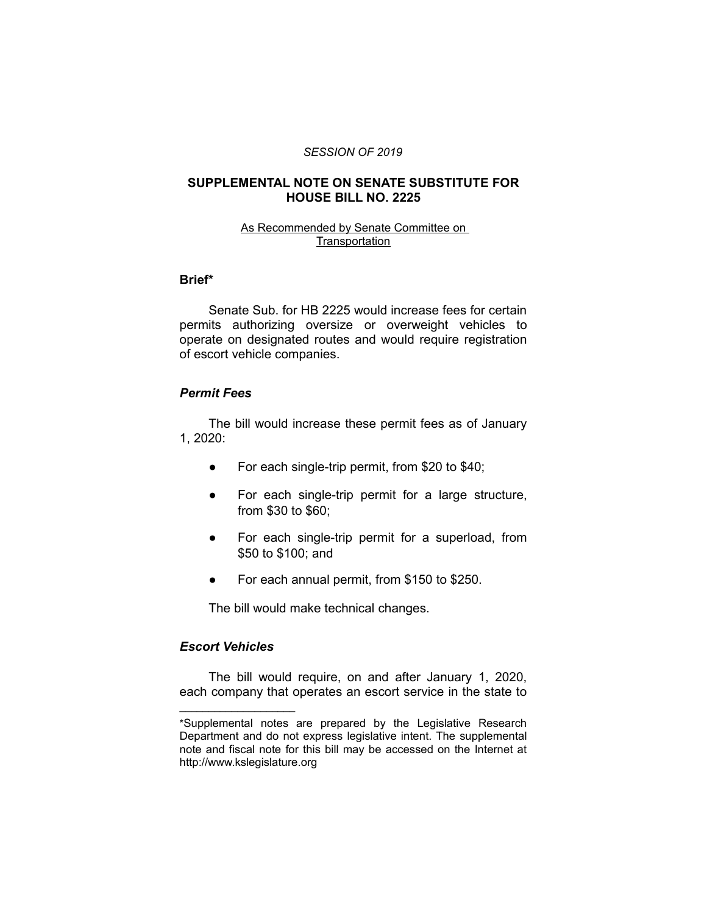*SESSION OF 2019*

# SUPPLEMENTAL NOTE ON SENATE SUBSTITUTE FOR HOUSE BILL NO. 2225

As Recommended by Senate Committee on Transportation

## Brief*

Senate Sub. for HB 2225 would increase fees for certain permits authorizing oversize or overweight vehicles to operate on designated routes and would require registration of escort vehicle companies.

### *Permit Fees*

The bill would increase these permit fees as of January 1, 2020:

- For each single-trip permit, from $20 to $40;
- For each single-trip permit for a large structure, from $30 to $60;
- For each single-trip permit for a superload, from $50 to $100; and
- For each annual permit, from $150 to $250.

The bill would make technical changes.

### *Escort Vehicles*

The bill would require, on and after January 1, 2020, each company that operates an escort service in the state to

---

*Supplemental notes are prepared by the Legislative Research Department and do not express legislative intent. The supplemental note and fiscal note for this bill may be accessed on the Internet at http://www.kslegislature.org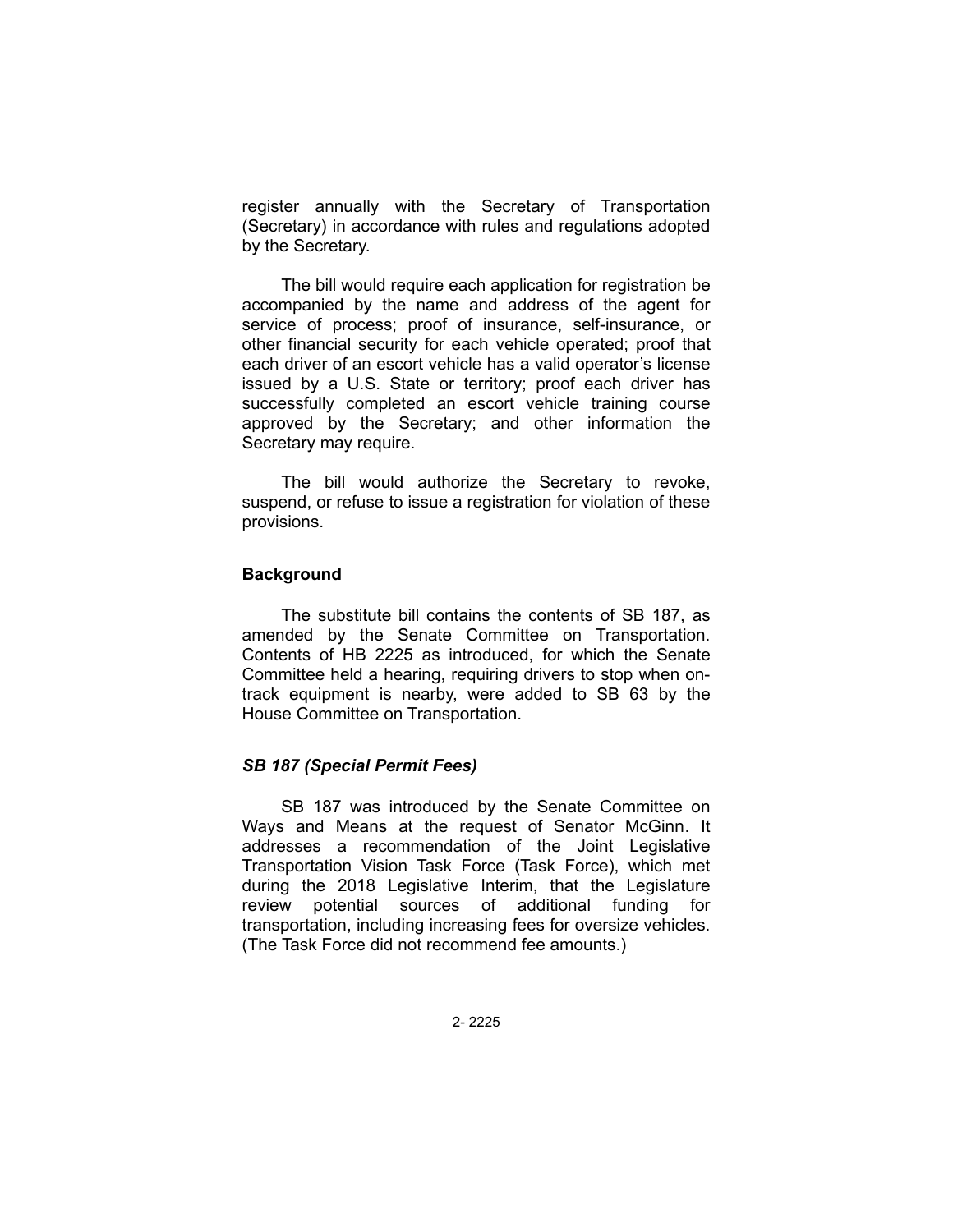register annually with the Secretary of Transportation (Secretary) in accordance with rules and regulations adopted by the Secretary.

The bill would require each application for registration be accompanied by the name and address of the agent for service of process; proof of insurance, self-insurance, or other financial security for each vehicle operated; proof that each driver of an escort vehicle has a valid operator's license issued by a U.S. State or territory; proof each driver has successfully completed an escort vehicle training course approved by the Secretary; and other information the Secretary may require.

The bill would authorize the Secretary to revoke, suspend, or refuse to issue a registration for violation of these provisions.

## Background

The substitute bill contains the contents of SB 187, as amended by the Senate Committee on Transportation. Contents of HB 2225 as introduced, for which the Senate Committee held a hearing, requiring drivers to stop when on-track equipment is nearby, were added to SB 63 by the House Committee on Transportation.

### *SB 187 (Special Permit Fees)*

SB 187 was introduced by the Senate Committee on Ways and Means at the request of Senator McGinn. It addresses a recommendation of the Joint Legislative Transportation Vision Task Force (Task Force), which met during the 2018 Legislative Interim, that the Legislature review potential sources of additional funding for transportation, including increasing fees for oversize vehicles. (The Task Force did not recommend fee amounts.)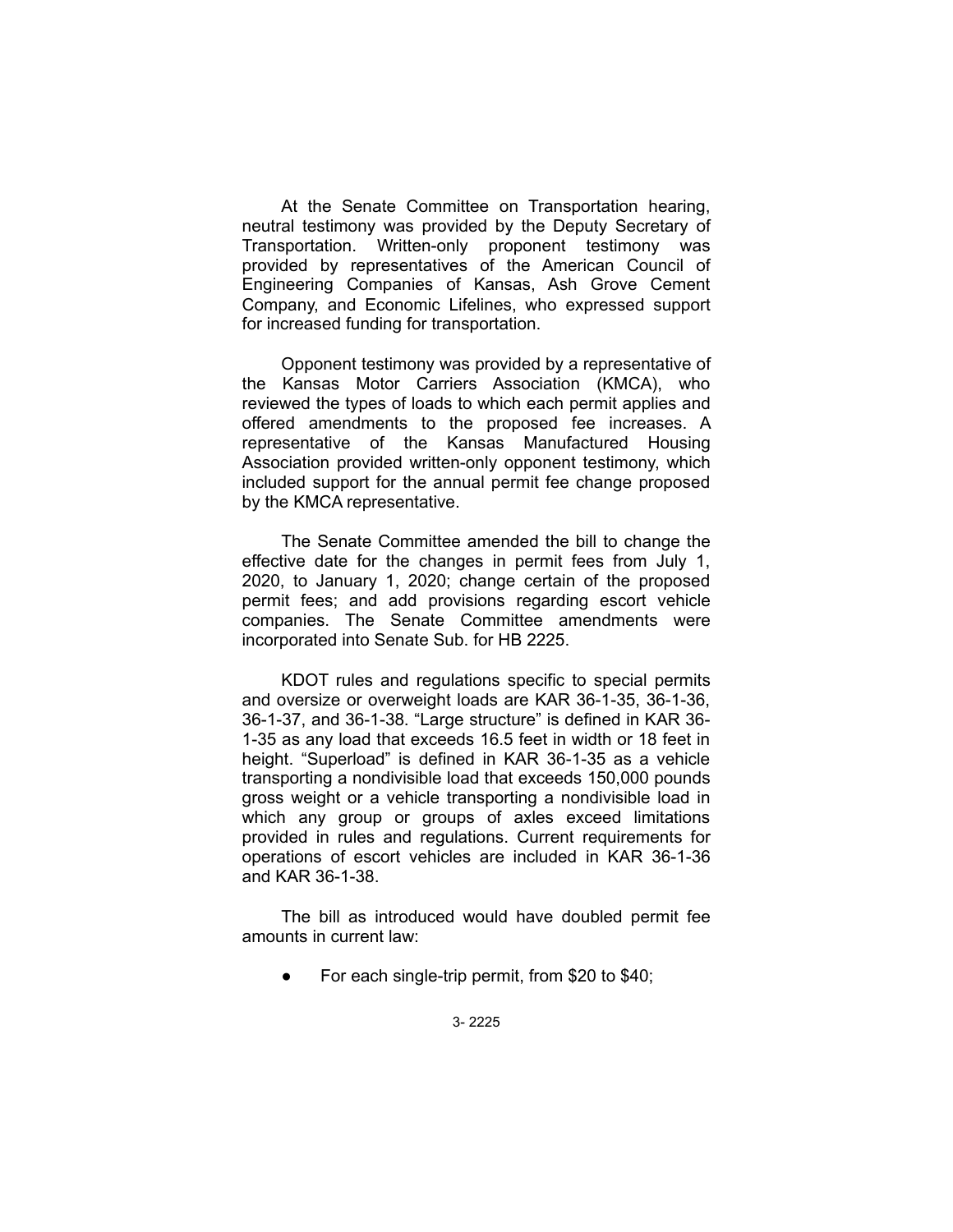At the Senate Committee on Transportation hearing, neutral testimony was provided by the Deputy Secretary of Transportation. Written-only proponent testimony was provided by representatives of the American Council of Engineering Companies of Kansas, Ash Grove Cement Company, and Economic Lifelines, who expressed support for increased funding for transportation.

Opponent testimony was provided by a representative of the Kansas Motor Carriers Association (KMCA), who reviewed the types of loads to which each permit applies and offered amendments to the proposed fee increases. A representative of the Kansas Manufactured Housing Association provided written-only opponent testimony, which included support for the annual permit fee change proposed by the KMCA representative.

The Senate Committee amended the bill to change the effective date for the changes in permit fees from July 1, 2020, to January 1, 2020; change certain of the proposed permit fees; and add provisions regarding escort vehicle companies. The Senate Committee amendments were incorporated into Senate Sub. for HB 2225.

KDOT rules and regulations specific to special permits and oversize or overweight loads are KAR 36-1-35, 36-1-36, 36-1-37, and 36-1-38. "Large structure" is defined in KAR 36-1-35 as any load that exceeds 16.5 feet in width or 18 feet in height. "Superload" is defined in KAR 36-1-35 as a vehicle transporting a nondivisible load that exceeds 150,000 pounds gross weight or a vehicle transporting a nondivisible load in which any group or groups of axles exceed limitations provided in rules and regulations. Current requirements for operations of escort vehicles are included in KAR 36-1-36 and KAR 36-1-38.

The bill as introduced would have doubled permit fee amounts in current law:

- For each single-trip permit, from $20 to $40;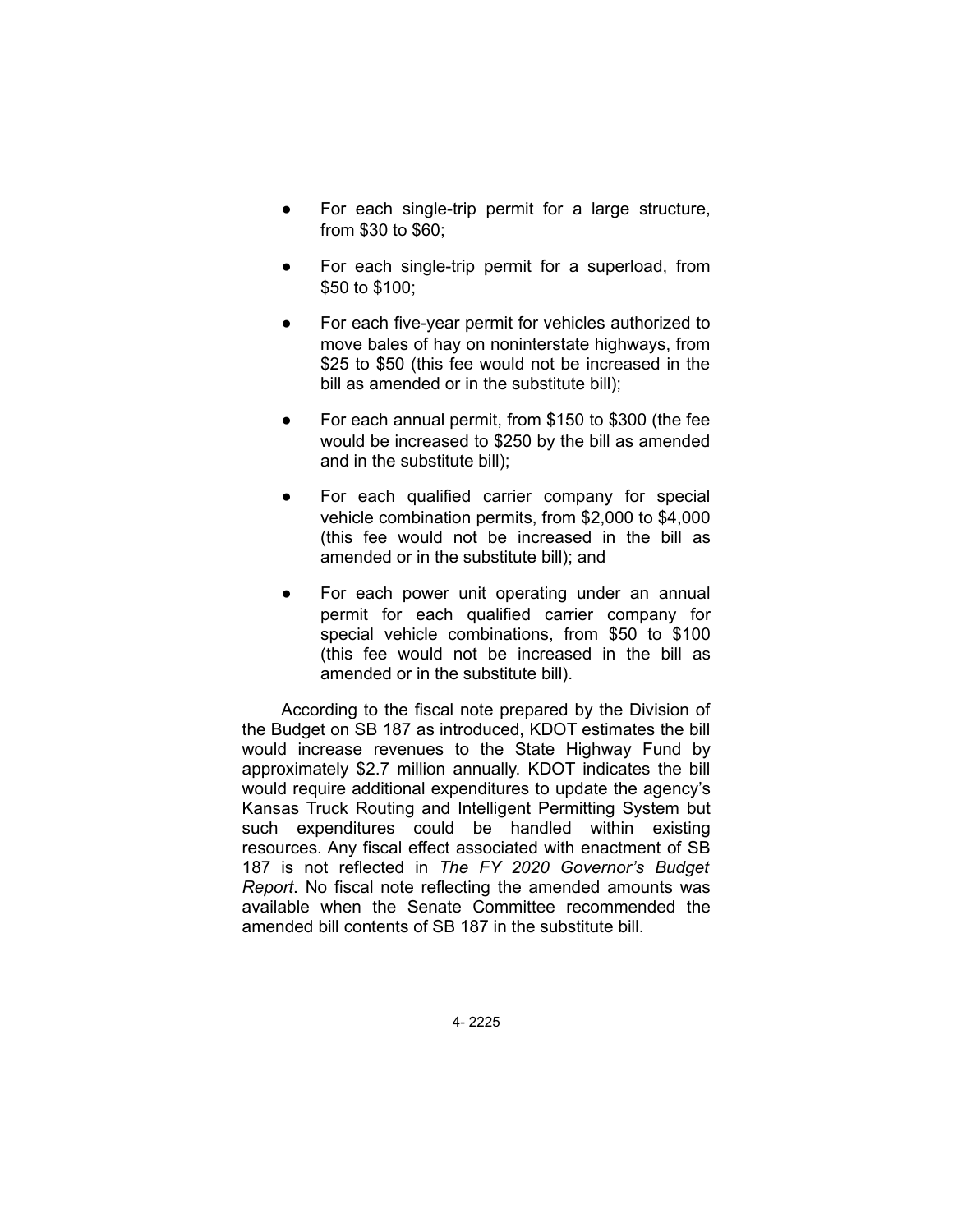- For each single-trip permit for a large structure, from $30 to $60;
- For each single-trip permit for a superload, from $50 to $100;
- For each five-year permit for vehicles authorized to move bales of hay on noninterstate highways, from $25 to $50 (this fee would not be increased in the bill as amended or in the substitute bill);
- For each annual permit, from $150 to $300 (the fee would be increased to $250 by the bill as amended and in the substitute bill);
- For each qualified carrier company for special vehicle combination permits, from $2,000 to $4,000 (this fee would not be increased in the bill as amended or in the substitute bill); and
- For each power unit operating under an annual permit for each qualified carrier company for special vehicle combinations, from $50 to $100 (this fee would not be increased in the bill as amended or in the substitute bill).

According to the fiscal note prepared by the Division of the Budget on SB 187 as introduced, KDOT estimates the bill would increase revenues to the State Highway Fund by approximately $2.7 million annually. KDOT indicates the bill would require additional expenditures to update the agency's Kansas Truck Routing and Intelligent Permitting System but such expenditures could be handled within existing resources. Any fiscal effect associated with enactment of SB 187 is not reflected in *The FY 2020 Governor's Budget Report*. No fiscal note reflecting the amended amounts was available when the Senate Committee recommended the amended bill contents of SB 187 in the substitute bill.